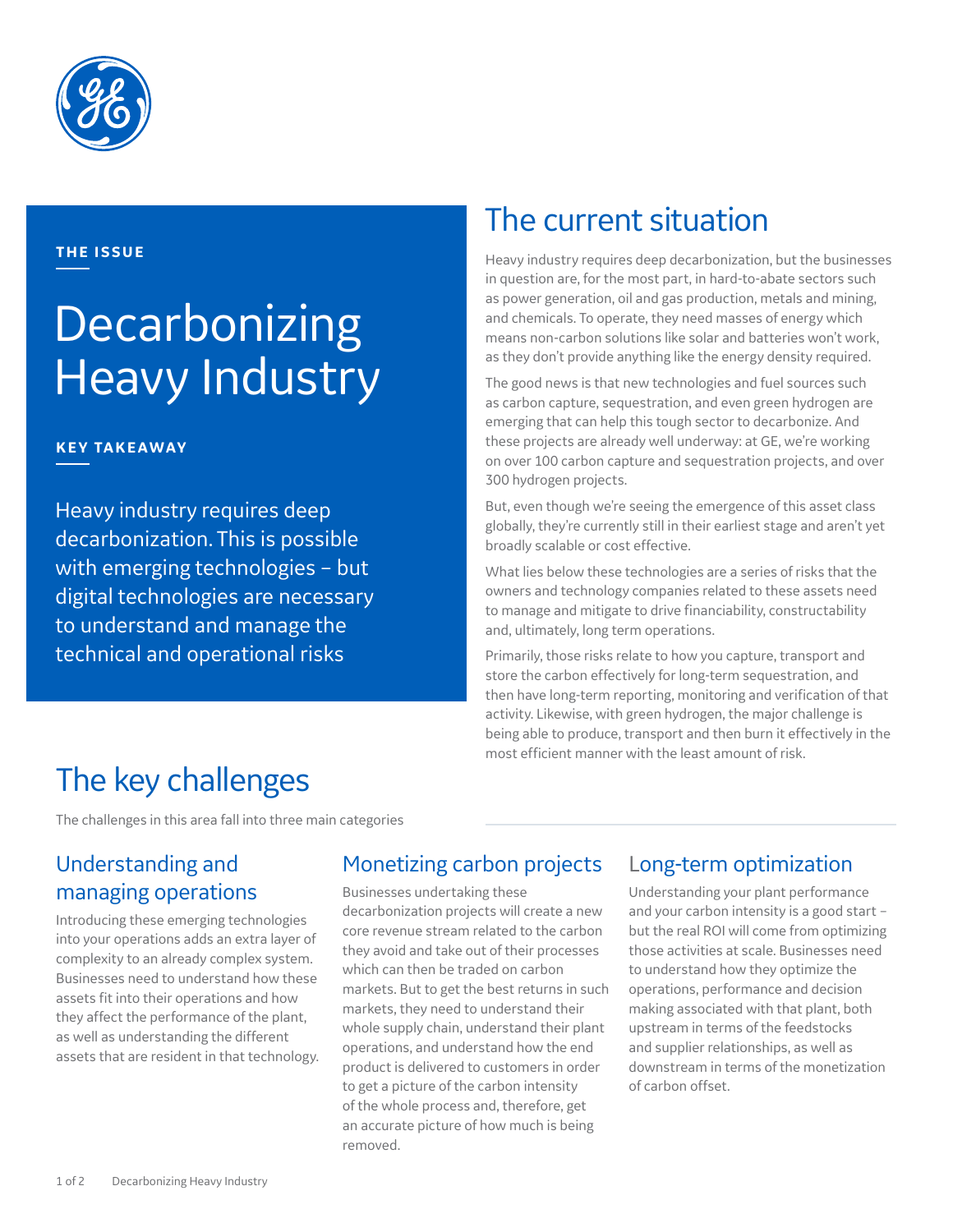THE ISSUE

# Decarbonizing Heavy Industry

KEY TAKEAWAY

Heavy industry requires deep decarbonization. This is possible with emerging technologies – but digital technologies are necessary to understand and manage the technical and operational risks

## The current situation

Heavy industry requires deep decarbonization, but the businesses in question are, for the most part, in hard-to-abate sectors such as power generation, oil and gas production, metals and mining, and chemicals. To operate, they need masses of energy which means non-carbon solutions like solar and batteries won't work, as they don't provide anything like the energy density required.

The good news is that new technologies and fuel sources such as carbon capture, sequestration, and even green hydrogen are emerging that can help this tough sector to decarbonize. And these projects are already well underway: at GE, we're working on over 100 carbon capture and sequestration projects, and over 300 hydrogen projects.

But, even though we're seeing the emergence of this asset class globally, they're currently still in their earliest stage and aren't yet broadly scalable or cost effective.

What lies below these technologies are a series of risks that the owners and technology companies related to these assets need to manage and mitigate to drive financiability, constructability and, ultimately, long term operations.

Primarily, those risks relate to how you capture, transport and store the carbon effectively for long-term sequestration, and then have long-term reporting, monitoring and verification of that activity. Likewise, with green hydrogen, the major challenge is being able to produce, transport and then burn it effectively in the most efficient manner with the least amount of risk.

## The key challenges

The challenges in this area fall into three main categories

### Understanding and managing operations

Introducing these emerging technologies into your operations adds an extra layer of complexity to an already complex system. Businesses need to understand how these assets fit into their operations and how they affect the performance of the plant, as well as understanding the different assets that are resident in that technology.

### Monetizing carbon projects

Businesses undertaking these decarbonization projects will create a new core revenue stream related to the carbon they avoid and take out of their processes which can then be traded on carbon markets. But to get the best returns in such markets, they need to understand their whole supply chain, understand their plant operations, and understand how the end product is delivered to customers in order to get a picture of the carbon intensity of the whole process and, therefore, get an accurate picture of how much is being removed.

### Long-term optimization

Understanding your plant performance and your carbon intensity is a good start – but the real ROI will come from optimizing those activities at scale. Businesses need to understand how they optimize the operations, performance and decision making associated with that plant, both upstream in terms of the feedstocks and supplier relationships, as well as downstream in terms of the monetization of carbon offset.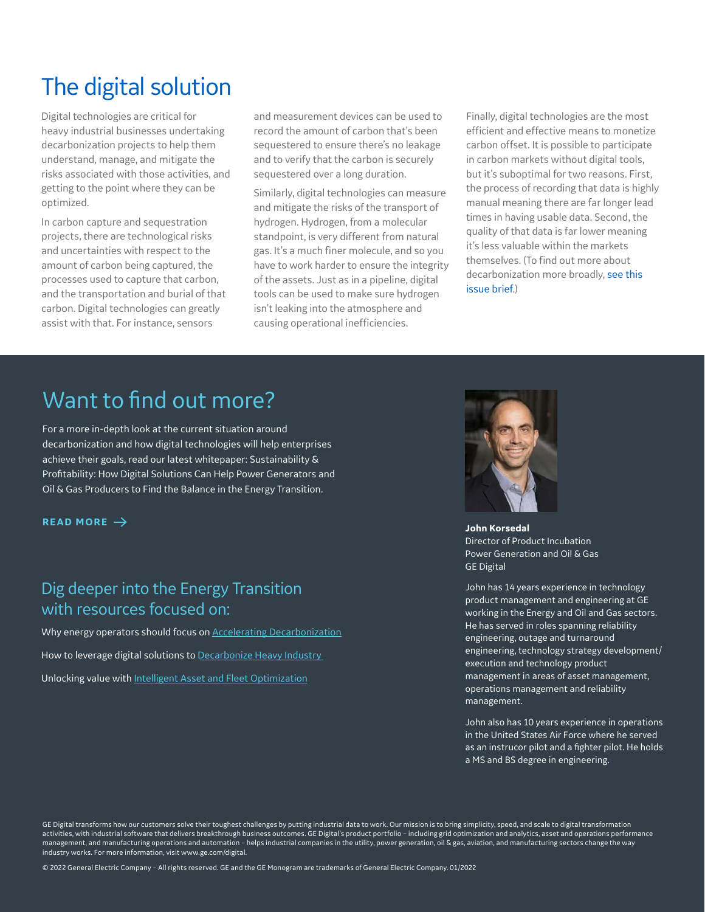# The digital solution

Digital technologies are critical for heavy industrial businesses undertaking decarbonization projects to help them understand, manage, and mitigate the risks associated with those activities, and getting to the point where they can be optimized.

In carbon capture and sequestration projects, there are technological risks and uncertainties with respect to the amount of carbon being captured, the processes used to capture that carbon, and the transportation and burial of that carbon. Digital technologies can greatly assist with that. For instance, sensors and measurement devices can be used to record the amount of carbon that's been sequestered to ensure there's no leakage and to verify that the carbon is securely sequestered over a long duration.

Similarly, digital technologies can measure and mitigate the risks of the transport of hydrogen. Hydrogen, from a molecular standpoint, is very different from natural gas. It's a much finer molecule, and so you have to work harder to ensure the integrity of the assets. Just as in a pipeline, digital tools can be used to make sure hydrogen isn't leaking into the atmosphere and causing operational inefficiencies.

Finally, digital technologies are the most efficient and effective means to monetize carbon offset. It is possible to participate in carbon markets without digital tools, but it's suboptimal for two reasons. First, the process of recording that data is highly manual meaning there are far longer lead times in having usable data. Second, the quality of that data is far lower meaning it's less valuable within the markets themselves. (To find out more about decarbonization more broadly, see this issue brief.)

## Want to find out more?

For a more in-depth look at the current situation around decarbonization and how digital technologies will help enterprises achieve their goals, read our latest whitepaper: Sustainability & Profitability: How Digital Solutions Can Help Power Generators and Oil & Gas Producers to Find the Balance in the Energy Transition.

**READ MORE →**

## Dig deeper into the Energy Transition with resources focused on:

Why energy operators should focus on Accelerating Decarbonization

How to leverage digital solutions to Decarbonize Heavy Industry

Unlocking value with Intelligent Asset and Fleet Optimization

**John Korsedal**
Director of Product Incubation
Power Generation and Oil & Gas
GE Digital

John has 14 years experience in technology product management and engineering at GE working in the Energy and Oil and Gas sectors. He has served in roles spanning reliability engineering, outage and turnaround engineering, technology strategy development/execution and technology product management in areas of asset management, operations management and reliability management.

John also has 10 years experience in operations in the United States Air Force where he served as an instrucor pilot and a fighter pilot. He holds a MS and BS degree in engineering.

GE Digital transforms how our customers solve their toughest challenges by putting industrial data to work. Our mission is to bring simplicity, speed, and scale to digital transformation activities, with industrial software that delivers breakthrough business outcomes. GE Digital's product portfolio – including grid optimization and analytics, asset and operations performance management, and manufacturing operations and automation – helps industrial companies in the utility, power generation, oil & gas, aviation, and manufacturing sectors change the way industry works. For more information, visit www.ge.com/digital.

© 2022 General Electric Company – All rights reserved. GE and the GE Monogram are trademarks of General Electric Company. 01/2022